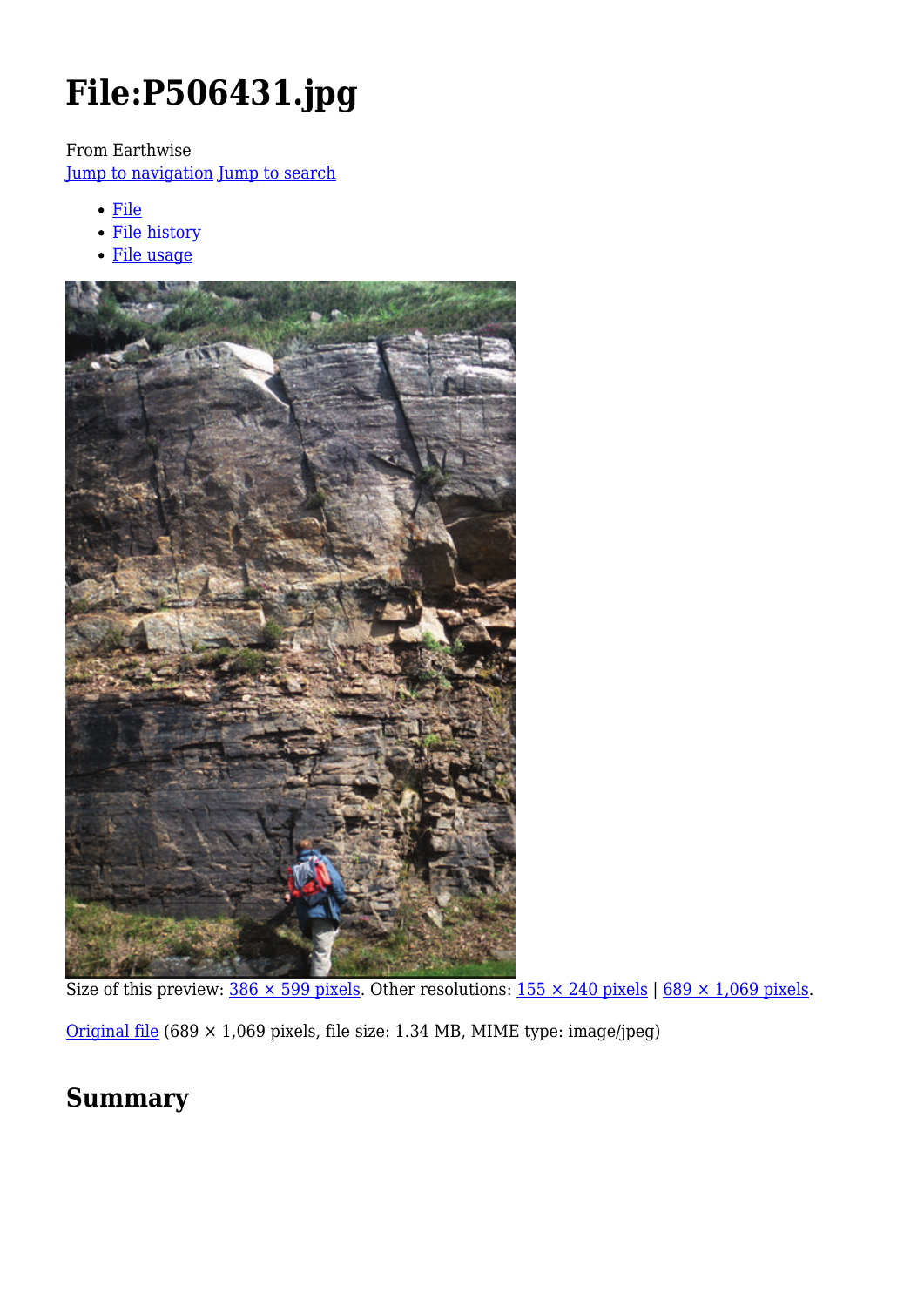# File:P506431.jpg

From Earthwise

Jump to navigation Jump to search

- File
- File history
- File usage

Size of this preview: 386 × 599 pixels. Other resolutions: 155 × 240 pixels | 689 × 1,069 pixels.

Original file (689 × 1,069 pixels, file size: 1.34 MB, MIME type: image/jpeg)

## Summary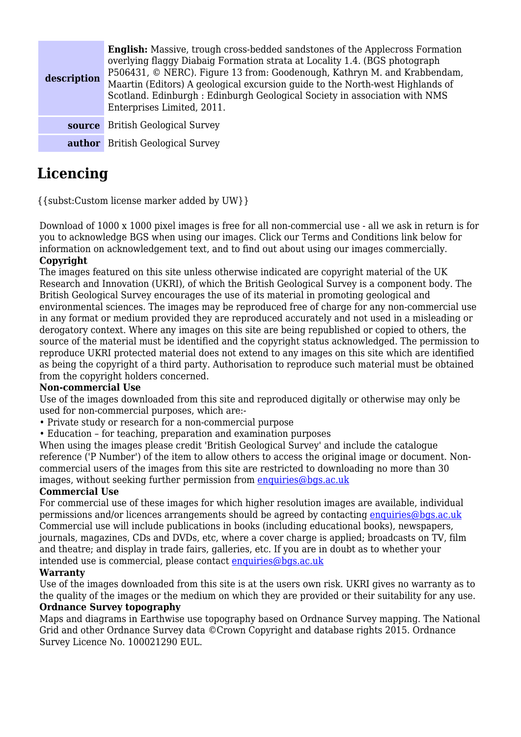| | |
|---|---|
| **description** | **English:** Massive, trough cross-bedded sandstones of the Applecross Formation overlying flaggy Diabaig Formation strata at Locality 1.4. (BGS photograph P506431, © NERC). Figure 13 from: Goodenough, Kathryn M. and Krabbendam, Maartin (Editors) A geological excursion guide to the North-west Highlands of Scotland. Edinburgh : Edinburgh Geological Society in association with NMS Enterprises Limited, 2011. |
| **source** | British Geological Survey |
| **author** | British Geological Survey |

## Licencing

{{subst:Custom license marker added by UW}}

Download of 1000 x 1000 pixel images is free for all non-commercial use - all we ask in return is for you to acknowledge BGS when using our images. Click our Terms and Conditions link below for information on acknowledgement text, and to find out about using our images commercially.

**Copyright**

The images featured on this site unless otherwise indicated are copyright material of the UK Research and Innovation (UKRI), of which the British Geological Survey is a component body. The British Geological Survey encourages the use of its material in promoting geological and environmental sciences. The images may be reproduced free of charge for any non-commercial use in any format or medium provided they are reproduced accurately and not used in a misleading or derogatory context. Where any images on this site are being republished or copied to others, the source of the material must be identified and the copyright status acknowledged. The permission to reproduce UKRI protected material does not extend to any images on this site which are identified as being the copyright of a third party. Authorisation to reproduce such material must be obtained from the copyright holders concerned.

**Non-commercial Use**

Use of the images downloaded from this site and reproduced digitally or otherwise may only be used for non-commercial purposes, which are:-

- Private study or research for a non-commercial purpose
- Education – for teaching, preparation and examination purposes

When using the images please credit 'British Geological Survey' and include the catalogue reference ('P Number') of the item to allow others to access the original image or document. Non-commercial users of the images from this site are restricted to downloading no more than 30 images, without seeking further permission from enquiries@bgs.ac.uk

**Commercial Use**

For commercial use of these images for which higher resolution images are available, individual permissions and/or licences arrangements should be agreed by contacting enquiries@bgs.ac.uk Commercial use will include publications in books (including educational books), newspapers, journals, magazines, CDs and DVDs, etc, where a cover charge is applied; broadcasts on TV, film and theatre; and display in trade fairs, galleries, etc. If you are in doubt as to whether your intended use is commercial, please contact enquiries@bgs.ac.uk

**Warranty**

Use of the images downloaded from this site is at the users own risk. UKRI gives no warranty as to the quality of the images or the medium on which they are provided or their suitability for any use.

**Ordnance Survey topography**

Maps and diagrams in Earthwise use topography based on Ordnance Survey mapping. The National Grid and other Ordnance Survey data ©Crown Copyright and database rights 2015. Ordnance Survey Licence No. 100021290 EUL.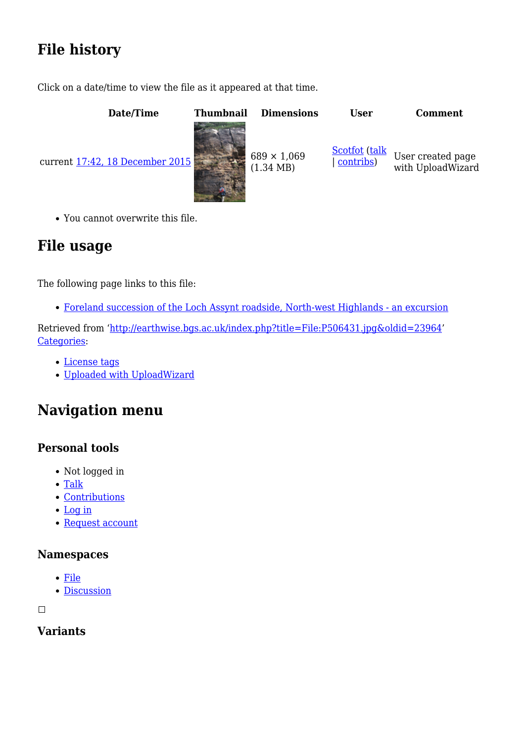## File history

Click on a date/time to view the file as it appeared at that time.

| Date/Time | Thumbnail | Dimensions | User | Comment |
|---|---|---|---|---|
| current 17:42, 18 December 2015 | | 689 × 1,069 (1.34 MB) | Scotfot (talk \| contribs) | User created page with UploadWizard |

- You cannot overwrite this file.

## File usage

The following page links to this file:

- Foreland succession of the Loch Assynt roadside, North-west Highlands - an excursion

Retrieved from 'http://earthwise.bgs.ac.uk/index.php?title=File:P506431.jpg&oldid=23964'
Categories:

- License tags
- Uploaded with UploadWizard

## Navigation menu

### Personal tools

- Not logged in
- Talk
- Contributions
- Log in
- Request account

### Namespaces

- File
- Discussion

### Variants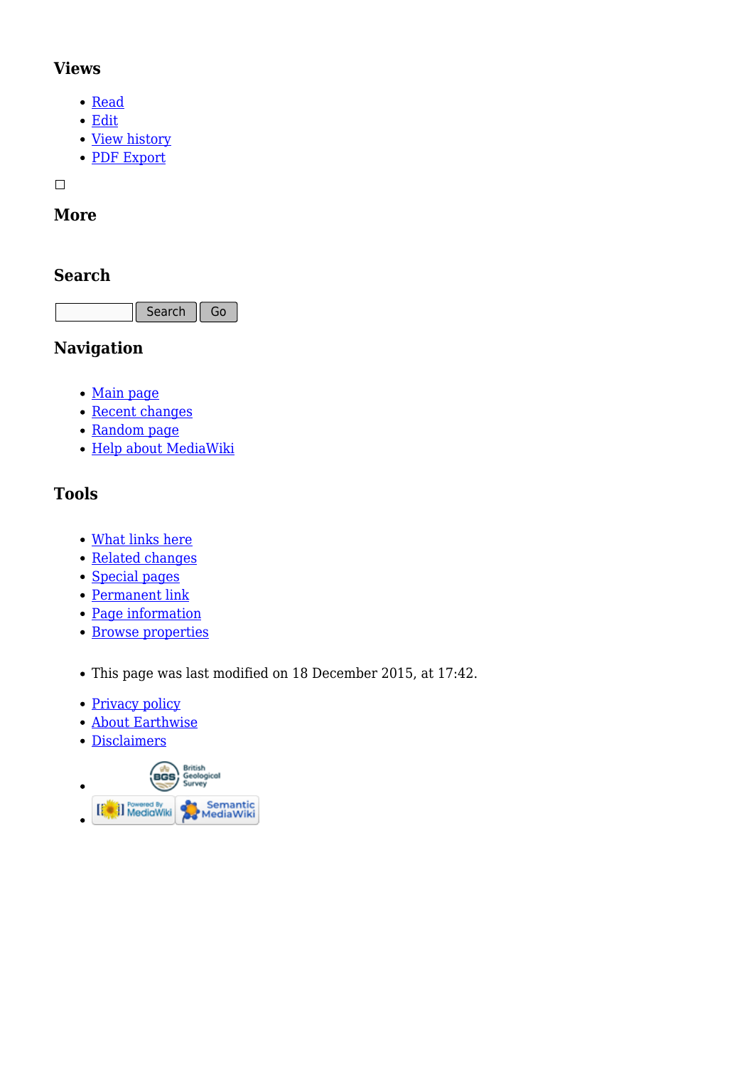### Views

- Read
- Edit
- View history
- PDF Export

### More

### Search

Search Go

### Navigation

- Main page
- Recent changes
- Random page
- Help about MediaWiki

### Tools

- What links here
- Related changes
- Special pages
- Permanent link
- Page information
- Browse properties

- This page was last modified on 18 December 2015, at 17:42.

- Privacy policy
- About Earthwise
- Disclaimers